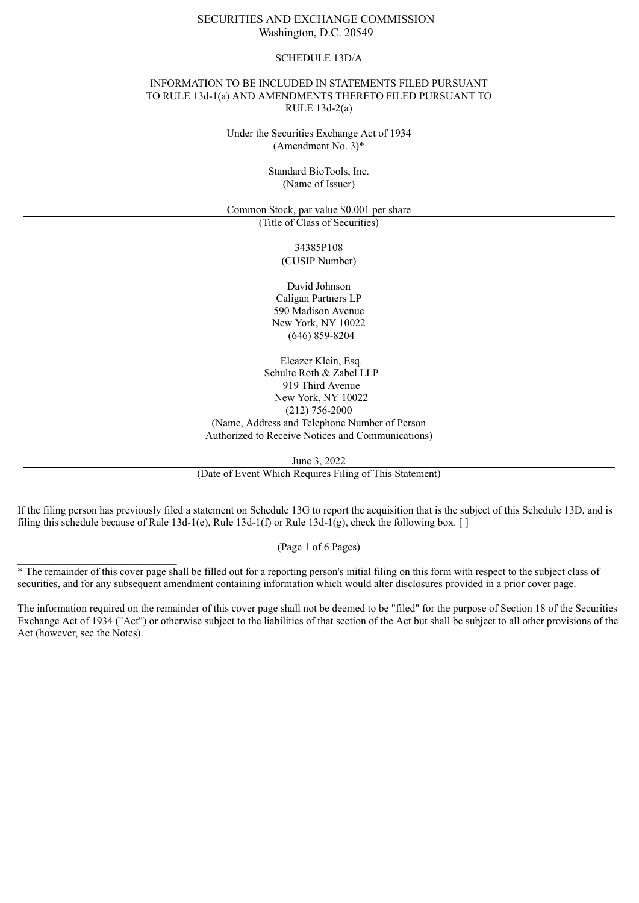SECURITIES AND EXCHANGE COMMISSION
Washington, D.C. 20549

SCHEDULE 13D/A

INFORMATION TO BE INCLUDED IN STATEMENTS FILED PURSUANT TO RULE 13d-1(a) AND AMENDMENTS THERETO FILED PURSUANT TO RULE 13d-2(a)

Under the Securities Exchange Act of 1934
(Amendment No. 3)*

Standard BioTools, Inc.
(Name of Issuer)

Common Stock, par value $0.001 per share
(Title of Class of Securities)

34385P108
(CUSIP Number)

David Johnson
Caligan Partners LP
590 Madison Avenue
New York, NY 10022
(646) 859-8204

Eleazer Klein, Esq.
Schulte Roth & Zabel LLP
919 Third Avenue
New York, NY 10022
(212) 756-2000
(Name, Address and Telephone Number of Person Authorized to Receive Notices and Communications)

June 3, 2022
(Date of Event Which Requires Filing of This Statement)

If the filing person has previously filed a statement on Schedule 13G to report the acquisition that is the subject of this Schedule 13D, and is filing this schedule because of Rule 13d-1(e), Rule 13d-1(f) or Rule 13d-1(g), check the following box. [ ]

---

* The remainder of this cover page shall be filled out for a reporting person's initial filing on this form with respect to the subject class of securities, and for any subsequent amendment containing information which would alter disclosures provided in a prior cover page.

The information required on the remainder of this cover page shall not be deemed to be "filed" for the purpose of Section 18 of the Securities Exchange Act of 1934 ("Act") or otherwise subject to the liabilities of that section of the Act but shall be subject to all other provisions of the Act (however, see the Notes).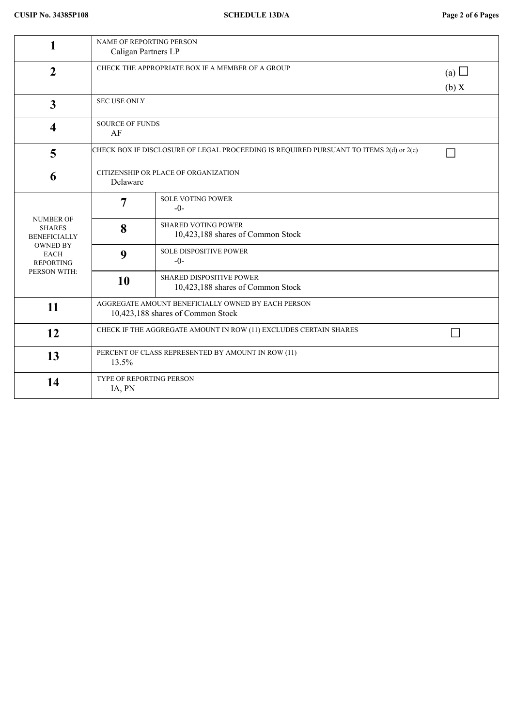| 1 | NAME OF REPORTING PERSON<br>Caligan Partners LP | | |
|---|---|---|---|
| 2 | CHECK THE APPROPRIATE BOX IF A MEMBER OF A GROUP | | (a) ☐<br>(b) X |
| 3 | SEC USE ONLY | | |
| 4 | SOURCE OF FUNDS<br>AF | | |
| 5 | CHECK BOX IF DISCLOSURE OF LEGAL PROCEEDING IS REQUIRED PURSUANT TO ITEMS 2(d) or 2(e) | | ☐ |
| 6 | CITIZENSHIP OR PLACE OF ORGANIZATION<br>Delaware | | |
| NUMBER OF SHARES BENEFICIALLY OWNED BY EACH REPORTING PERSON WITH: | 7 | SOLE VOTING POWER<br>-0- | |
| | 8 | SHARED VOTING POWER<br>10,423,188 shares of Common Stock | |
| | 9 | SOLE DISPOSITIVE POWER<br>-0- | |
| | 10 | SHARED DISPOSITIVE POWER<br>10,423,188 shares of Common Stock | |
| 11 | AGGREGATE AMOUNT BENEFICIALLY OWNED BY EACH PERSON<br>10,423,188 shares of Common Stock | | |
| 12 | CHECK IF THE AGGREGATE AMOUNT IN ROW (11) EXCLUDES CERTAIN SHARES | | ☐ |
| 13 | PERCENT OF CLASS REPRESENTED BY AMOUNT IN ROW (11)<br>13.5% | | |
| 14 | TYPE OF REPORTING PERSON<br>IA, PN | | |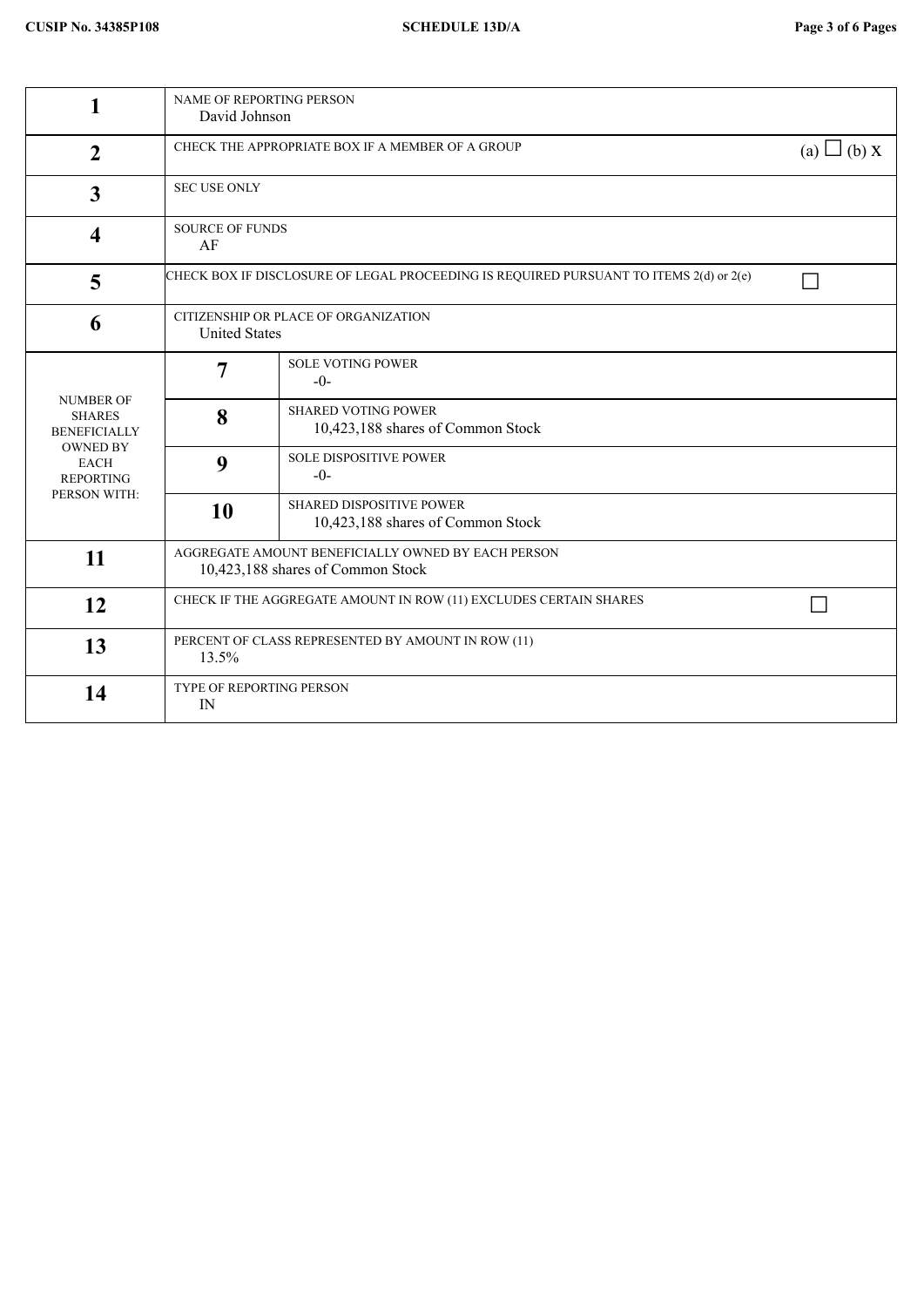| | | | |
|---|---|---|---|
| **1** | NAME OF REPORTING PERSON<br>David Johnson | | |
| **2** | CHECK THE APPROPRIATE BOX IF A MEMBER OF A GROUP | | (a) ☐ (b) X |
| **3** | SEC USE ONLY | | |
| **4** | SOURCE OF FUNDS<br>AF | | |
| **5** | CHECK BOX IF DISCLOSURE OF LEGAL PROCEEDING IS REQUIRED PURSUANT TO ITEMS 2(d) or 2(e) | | ☐ |
| **6** | CITIZENSHIP OR PLACE OF ORGANIZATION<br>United States | | |
| NUMBER OF SHARES BENEFICIALLY OWNED BY EACH REPORTING PERSON WITH: | **7** | SOLE VOTING POWER<br>-0- | |
| | **8** | SHARED VOTING POWER<br>10,423,188 shares of Common Stock | |
| | **9** | SOLE DISPOSITIVE POWER<br>-0- | |
| | **10** | SHARED DISPOSITIVE POWER<br>10,423,188 shares of Common Stock | |
| **11** | AGGREGATE AMOUNT BENEFICIALLY OWNED BY EACH PERSON<br>10,423,188 shares of Common Stock | | |
| **12** | CHECK IF THE AGGREGATE AMOUNT IN ROW (11) EXCLUDES CERTAIN SHARES | | ☐ |
| **13** | PERCENT OF CLASS REPRESENTED BY AMOUNT IN ROW (11)<br>13.5% | | |
| **14** | TYPE OF REPORTING PERSON<br>IN | | |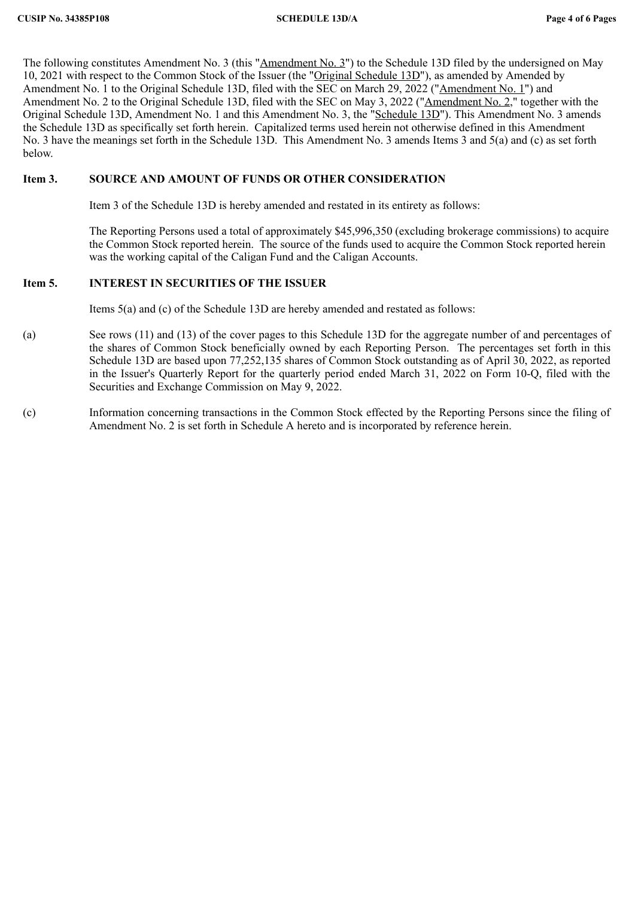The following constitutes Amendment No. 3 (this "Amendment No. 3") to the Schedule 13D filed by the undersigned on May 10, 2021 with respect to the Common Stock of the Issuer (the "Original Schedule 13D"), as amended by Amended by Amendment No. 1 to the Original Schedule 13D, filed with the SEC on March 29, 2022 ("Amendment No. 1") and Amendment No. 2 to the Original Schedule 13D, filed with the SEC on May 3, 2022 ("Amendment No. 2," together with the Original Schedule 13D, Amendment No. 1 and this Amendment No. 3, the "Schedule 13D"). This Amendment No. 3 amends the Schedule 13D as specifically set forth herein. Capitalized terms used herein not otherwise defined in this Amendment No. 3 have the meanings set forth in the Schedule 13D. This Amendment No. 3 amends Items 3 and 5(a) and (c) as set forth below.

**Item 3. SOURCE AND AMOUNT OF FUNDS OR OTHER CONSIDERATION**

Item 3 of the Schedule 13D is hereby amended and restated in its entirety as follows:

The Reporting Persons used a total of approximately $45,996,350 (excluding brokerage commissions) to acquire the Common Stock reported herein. The source of the funds used to acquire the Common Stock reported herein was the working capital of the Caligan Fund and the Caligan Accounts.

**Item 5. INTEREST IN SECURITIES OF THE ISSUER**

Items 5(a) and (c) of the Schedule 13D are hereby amended and restated as follows:

(a) See rows (11) and (13) of the cover pages to this Schedule 13D for the aggregate number of and percentages of the shares of Common Stock beneficially owned by each Reporting Person. The percentages set forth in this Schedule 13D are based upon 77,252,135 shares of Common Stock outstanding as of April 30, 2022, as reported in the Issuer's Quarterly Report for the quarterly period ended March 31, 2022 on Form 10-Q, filed with the Securities and Exchange Commission on May 9, 2022.

(c) Information concerning transactions in the Common Stock effected by the Reporting Persons since the filing of Amendment No. 2 is set forth in Schedule A hereto and is incorporated by reference herein.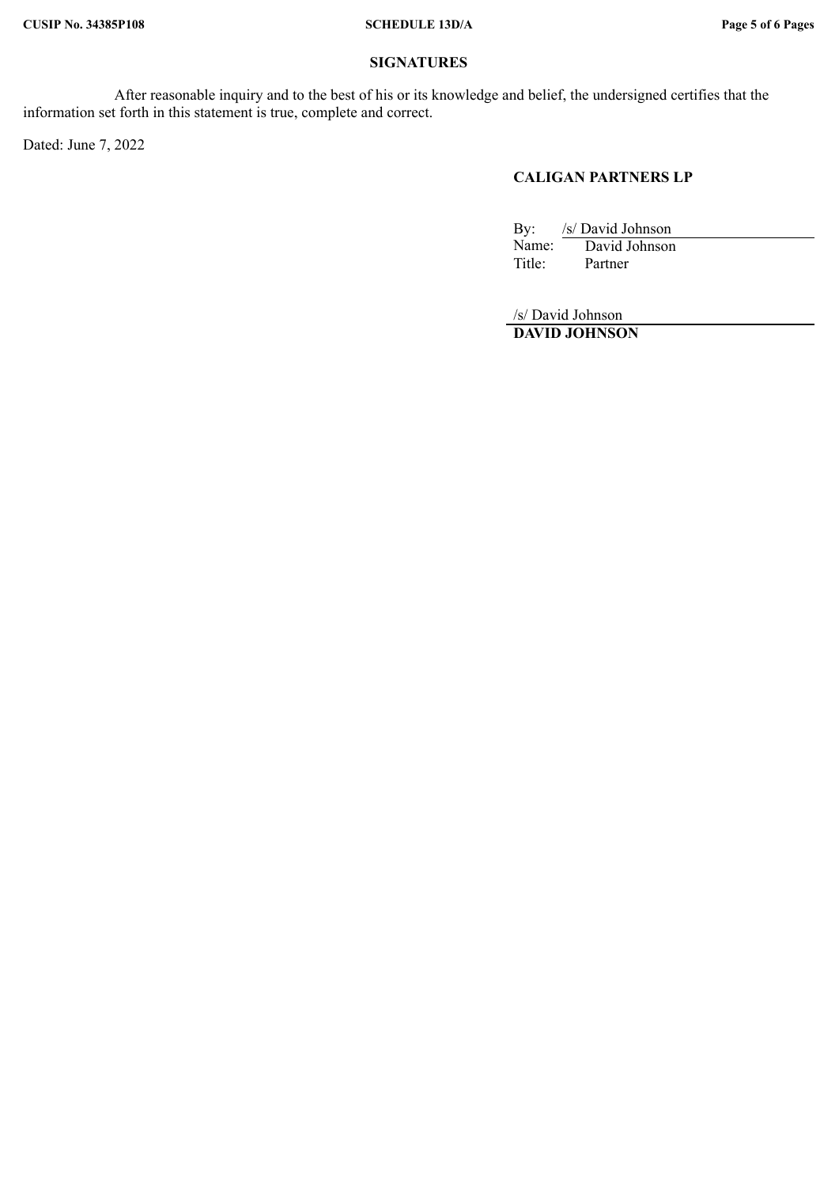## SIGNATURES

After reasonable inquiry and to the best of his or its knowledge and belief, the undersigned certifies that the information set forth in this statement is true, complete and correct.

Dated: June 7, 2022

**CALIGAN PARTNERS LP**

By: /s/ David Johnson
Name: David Johnson
Title: Partner

/s/ David Johnson
**DAVID JOHNSON**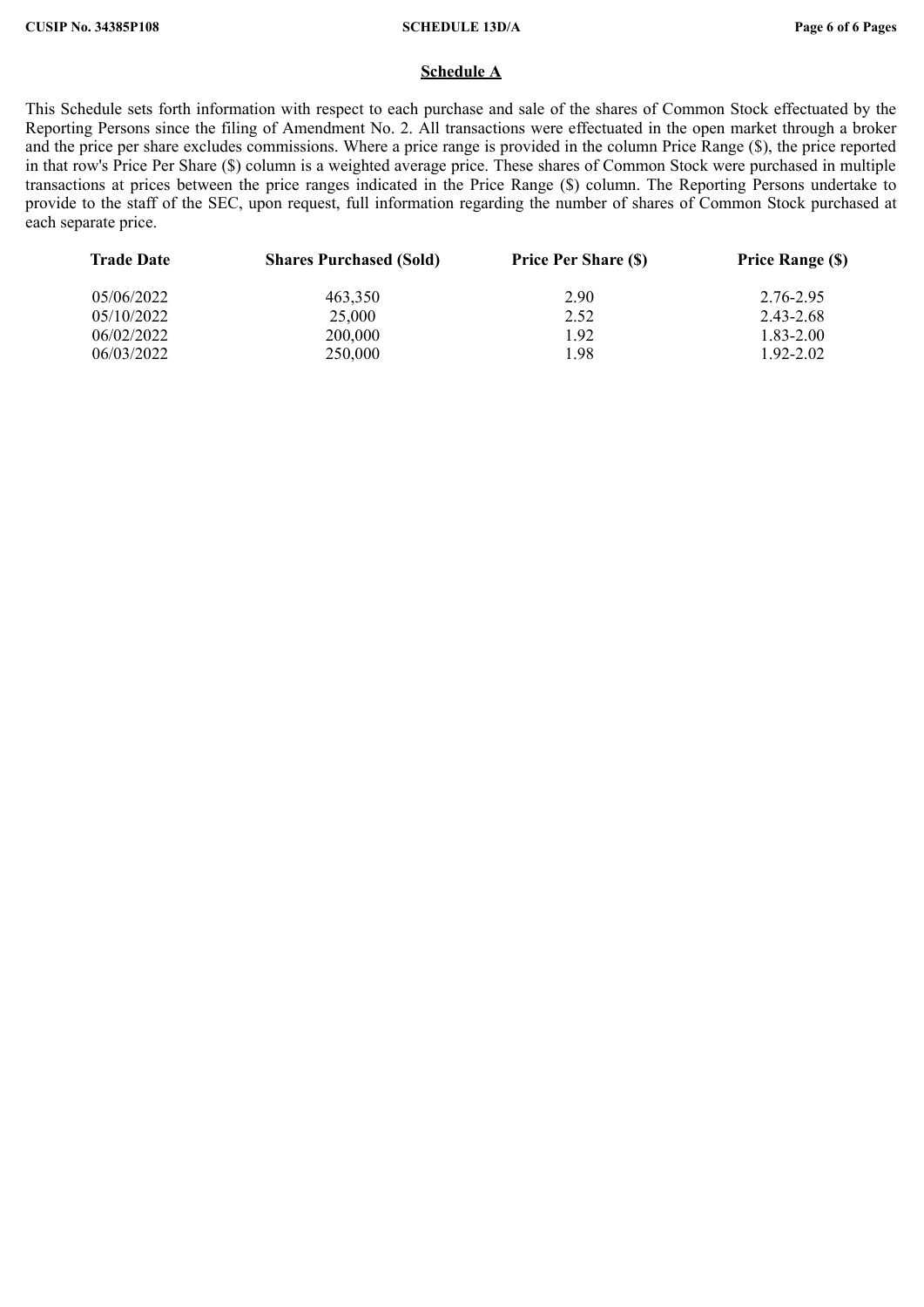## Schedule A

This Schedule sets forth information with respect to each purchase and sale of the shares of Common Stock effectuated by the Reporting Persons since the filing of Amendment No. 2. All transactions were effectuated in the open market through a broker and the price per share excludes commissions. Where a price range is provided in the column Price Range ($), the price reported in that row's Price Per Share ($) column is a weighted average price. These shares of Common Stock were purchased in multiple transactions at prices between the price ranges indicated in the Price Range ($) column. The Reporting Persons undertake to provide to the staff of the SEC, upon request, full information regarding the number of shares of Common Stock purchased at each separate price.

| Trade Date | Shares Purchased (Sold) | Price Per Share ($) | Price Range ($) |
| --- | --- | --- | --- |
| 05/06/2022 | 463,350 | 2.90 | 2.76-2.95 |
| 05/10/2022 | 25,000 | 2.52 | 2.43-2.68 |
| 06/02/2022 | 200,000 | 1.92 | 1.83-2.00 |
| 06/03/2022 | 250,000 | 1.98 | 1.92-2.02 |